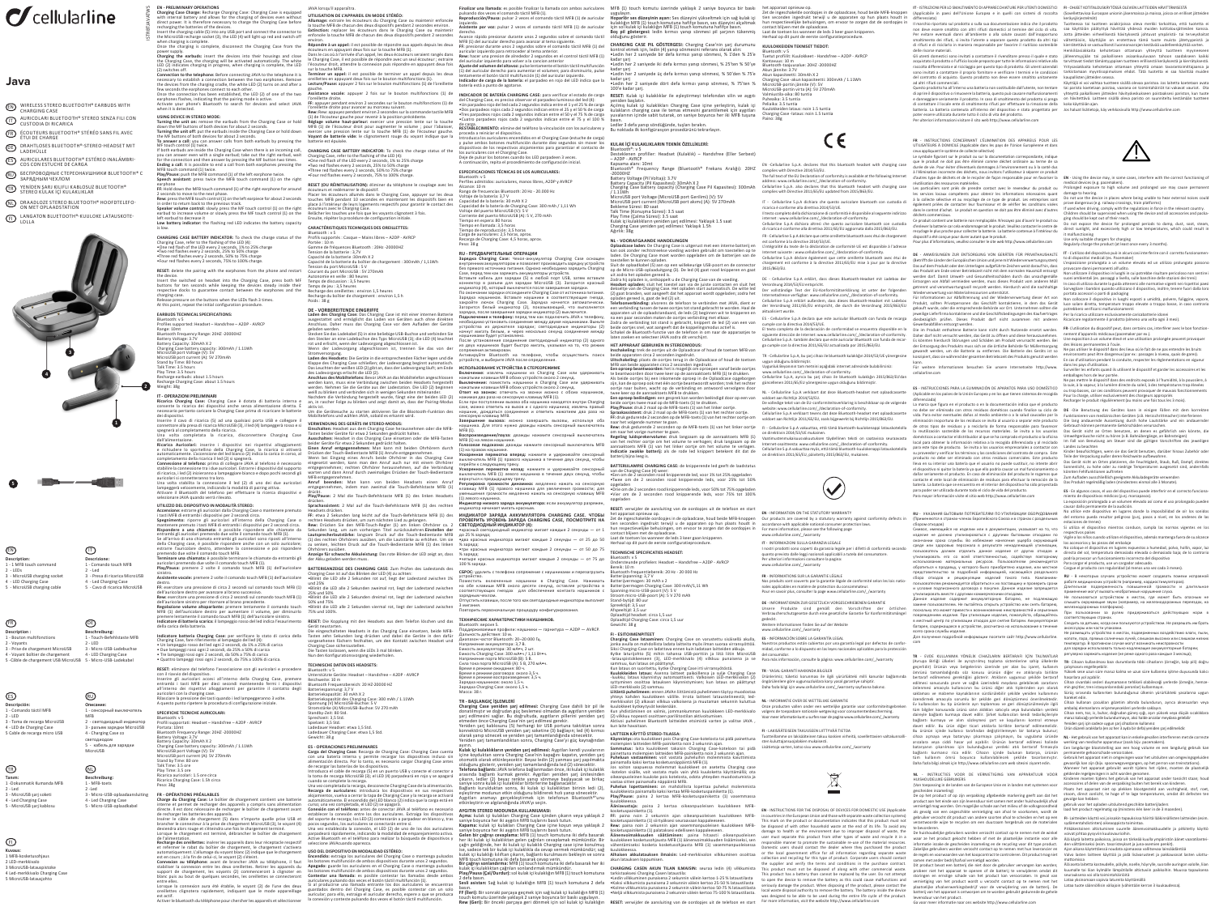# cellularline

# Java

- EN WIRELESS STEREO BLUETOOTH® EARBUDS WITH CHARGING CASE
- IT AURICOLARI BLUETOOTH® STEREO SENZA FILI CON CUSTODIA DI RICARICA
- FR ÉCOUTEURS BLUETOOTH® STÉRÉO SANS FIL AVEC ÉTUI DE CHARGE
- DE DRAHTLOSE BLUETOOTH®-STEREO-HEADSET MIT LADEHÜLLE
- ES AURICULARES BLUETOOTH® ESTÉREO INALÁMBRICOS CON ESTUCHE DE CARGA
- RU БЕСПРОВОДНЫЕ СТЕРЕОНАУШНИКИ BLUETOOTH® С ЗАРЯДНЫМ ЧЕХЛОМ
- TR YENİDEN ŞARJ EDİLEBİLİR KABLOSUZ BLUETOOTH® STEREO KULAK İÇİ KULAKLIKLAR
- NL DRAADLOZE STEREO BLUETOOTH® HOOFDTELEFOON MET OPLAADSTATION
- FI LANGATON BLUETOOTH®-KUULOKE LATAUSKOTELOLLA

**EN Description:**
1 - MFB touch command
2 - LEDs
3 - MicroUSB charging socket
4 - LED Charging Case
5 - MicroUSB charging cable

**IT Descrizione:**
1 - Comando touch MFB
2 - Led
3 - Presa di ricarica MicroUSB
4 - Led Charging Case
5 - Cavo di ricarica MicroUSB

**FR Description :**
1 - Bouton multifonctions
2 - Voyants
3 - Prise de chargement MicroUSB
4 - Voyant boîtier de chargement
5 - Câble de chargement USB-MicroUSB

**DE Beschreibung:**
1 - Touch-Befehlstaste MFB
2 - LEDs
3 - Micro-USB-Ladebuchse
4 - LED Charging Case
5 - Micro-USB-Ladekabel

**ES Descripción:**
1 - Comando táctil MFB
2 - LED
3 - Toma de recarga MicroUSB
4 - LED de Charging Case
5 - Cable de recarga micro USB

**RU Описание:**
1 - сенсорный выключатель MFB
2 - светодиодный индикатор
3 - разъем зарядки MicroUSB
4 - Charging Case со светодиодом
5 - кабель для зарядки MicroUSB

**TR Tanım:**
1 - Dokunmatik Kumanda MFB
2 - Led
3 - MicroUSB şarj soketi
4 - Led Charging Case
5 - MicroUSB şarj kablosu

**NL Beschrijving:**
1 - MFB-toets
2 - Led
3 - Micro-USB-oplaadaansluiting
4 - Led Charging Case
5 - Micro-USB-oplaadkabel

**FI Kuvaus:**
1 MFB-kosketusohjaus
2 LED-merkkivalot
3 MicroUSB-latauspistoke
4 Led-merkkivalo Charging Case
5 MicroUSB-latausjohto

## EN - PRELIMINARY OPERATIONS:

**Charging Case Charge:** Recharge Charging Case: Charging Case is equipped with internal battery and allows for the charging of devices even without energy source. It is therefore necessary to charge the Charging Case before recharging the batteries of the devices.

Insert the charging cable (5) into any USB port and connect the connector to the MicroUSB recharge socket (3), the LED (4) will light up red and switch off when charging is complete.

Once the charging is complete, disconnect the Charging Case from the power supply.

**Charging the earbuds:** insert the devices into their housings and close the Charging Case, the charging will be activated automatically. The white LED (2) indicates charging in progress, when charging is complete, the LED (2) switches off.

**Connection to the telephone:** Before connecting JAVA to the telephone it is necessary to establish a connection between the two earphones. Remove the devices from the charging cradle, the white LED (2) on the earphones will flash, indicating that the pairing mode is active.

Activate your phone's Bluetooth to search for devices and select JAVA when it is detected.

### USING DEVICE IN STEREO MODE:

**Turning On:** With set-up: remove the earbuds from the Charging Case or hold down the MFB buttons of both devices for about 2 seconds.

**Turning the unit off:** put the earbuds inside the Charging Case or hold down the MFB buttons of both devices for about 2 seconds.

**To answer a call:** you can answer calls from both earbuds by pressing the MFB touch control (1) twice.

If both earbuds are inside the Charging Case when there is an incoming call, you can answer even with a single earbud: take out the right earbud, wait for the connection and then answer by pressing the MFB button two times.

**Ending a call:** It is possible to end a call from both earphones pressing the MFB touch command (1) twice.

**Play/Pause:** push the MFB command (1) of the left earphone twice.

**Speech assistant:** press twice the MFB touch command (1) on the right earphone.

FR: Hold down the MFB touch command (1) of the right earphone for around 2 seconds to move to the next phase.

**Rew:** press the MFB touch control (1) on the left earphone for about 2 seconds to return to the previous phase.

**Speaker volume control:** slowly press the MFB touch control (1) on the right earbud to increase volume or slowly press the MFB touch control (1) on the left earbud to decrease it.

**Low battery indicator:** the flashing red LED indicates the battery capacity is low.

**CHARGING CASE BATTERY INDICATOR:** To check the charge status of the Charging Case, refer to the flashing of the LED (4):
- One red flash of the LED every 2 seconds, 1% to 25% charge
- Two red flashes every 2 seconds, 25% to 50% charge
- Three red flashes every 2 seconds, 50% to 75% charge
- Four red flashes every 2 seconds, 75% to 100% charge.

**RESET:** delete the pairing with the earphones from the phone and restart the device.

Insert the switched on headset into the Charging Case, press both MF buttons for ten seconds while keeping the devices steady inside their respective slots to guarantee contact between the earphones and the charging case.

Release pressure on the buttons when the LEDs flash 3 times.

At this point, repeat the initial configuration procedure.

### EARBUDS TECHNICAL SPECIFICATIONS:
- Bluetooth v.5
- Profiles supported: Headset – Handsfree – A2DP - AVRCP
- Range: 10m
- Bluetooth Frequency Range: 20HZ-20000HZ
- Battery Voltage: 3.7V
- Battery Capacity: 30mAh X 2
- Charging Case battery capacity: 300mAh / 1.11Wh
- MicroUSB port voltage (V): 5V
- MicroUSB port current (A): 5V 270mAh
- Stand by Time: 80 hours
- Talk Time: 3.5 hours
- Play Time: 3.5 hours
- Recharge Time: about 1.5 hours
- Recharge Charging Case: about 1.5 hours
- Weight: 38g

## IT - OPERAZIONI PRELIMINARI

**Ricarica Charging Case:** Charging Case è dotata di batteria interna e consente la ricarica dei dispositivi anche senza alimentazione diretta. È necessario pertanto caricare la Charging Case prima di ricaricare le batterie dei dispositivi.

Inserire il cavo di ricarica (5) ad una qualsiasi porta USB e collegare il connettore alla presa di ricarica MicroUSB (3), il led (4) lampeggerà rosso e si spegnerà a completamento della ricarica.

Una volta completata la ricarica, disconnettere Charging Case dall'alimentazione.

**Ricarica Auricolari:** inserire i dispositivi nei rispettivi alloggiamenti e richiudere lo sportellino della Charging Case, la ricarica si attiverà automaticamente. L'accensione dei led bianco (2) indica la carica in corso, al completamento della ricarica il led (2) si spegnerà.

**Connessione al telefono:** prima di collegare JAVA al telefono è necessario stabilire la connessione tra i due auricolari. Estrarre i dispositivi dal supporto di ricarica, i led (2) inizieranno a lampeggiare bianco e dopo pochi secondi gli auricolari si connetteranno tra loro.

Una volta stabilita la connessione il led (2) di uno dei due auricolari lampeggerà velocemente, indicando la modalità di pairing attiva.

Attivare il Bluetooth del telefono per effettuare la ricerca dispositivi e selezionare JAVA quando verrà rilevato.

### UTILIZZO DEL DISPOSITIVO IN MODALITÀ STEREO:

**Accensione:** estrarre gli auricolari dalla Charging Case o mantenere premuto i tasti MFB di entrambi i dispositivi per 2 secondi circa.

**Spegnimento:** riporre gli auricolari all'interno della Charging Case o mantenere premuto i tasti MFB di entrambi i dispositivi per 2 secondi circa.

**Rispondere a una chiamata:** è possibile rispondere alle chiamate da entrambi gli auricolari premendo due volte il comando touch MFB (1).

Se all'arrivo di una chiamata entrambi gli auricolari sono all'interno della Charging case, è possibile rispondere anche con un solo auricolare: estrarre l'auricolare destro, attendere la connessione e poi rispondere premendo due volte il comando touch MFB.

**Terminare una chiamata:** è possibile terminare le chiamate da entrambi gli auricolari premendo due volte il comando touch MFB (1).

**Play/Pausa:** premere 2 volte il comando touch MFB (1) dell'auricolare sinistro.

**Assistente vocale:** premere 2 volte il comando touch MFB (1) dell'auricolare destro.

FF: esercitare una pressione di circa 2 secondi sul comando touch MFB (1) dell'auricolare destro per avanzare alla traccia successiva.

**Rew:** esercitare una pressione di circa 2 secondi sul comando touch MFB (1) dell'auricolare sinistro per ritornare al brano precedente.

**Regolazione volume altoparlante:** premere lentamente il comando touch MFB (1) dell'auricolare destro per aumentare il volume, o premere lentamente il comando touch MFB (1) dell'auricolare sinistro.

**Indicatore di batteria scarica:** il lampeggio rosso del led indica l'esaurimento della carica della batteria.

**Indicatore batteria Charging Case:** per verificare lo stato di carica della Charging Case, fare riferimento al lampeggio del led (4):
- Un lampeggio rosso del led ogni 2 secondi, da 1% a 25% di carica.
- Due lampeggi rossi ogni 2 secondi, da 25% a 50% di carica
- Tre lampeggi rossi ogni 2 secondi, da 50% a 75% di carica
- Quattro lampeggi rossi ogni 2 secondi, da 75% a 100% di carica.

**RESET:** eliminare dal telefono l'associazione con gli auricolari e procedere con il riavvio del dispositivo.

Inserire gli auricolari accesi all'interno della Charging Case, premere entrambi i tasti MFB per dieci secondi mantenendo fermi i dispositivi all'interno dei rispettivi alloggiamenti per garantire il contatto degli auricolari con la charging case.

Rilasciare la pressione dei tasti quando i led lampeggeranno 3 volte.

A questo punto ripetere la procedura di configurazione iniziale.

### SPECIFICHE TECNICHE AURICOLARI:
- Bluetooth v.5
- Profili supportati: Headset – Handsfree – A2DP - AVRCP
- Portata: 10mt
- Bluetooth Frequency Range: 20HZ-20000HZ
- Voltaggio: 3,7V
- Battery Capacity: 30mAh X 2
- Capacità Charging Case: 300mAh / 1.11Wh
- MicroUSB port Voltage (V): 5V
- MicroUSB port current (A): 5V 270mAh
- Stand by Time: 80 ore
- Talk Time: 3,5 ore
- Play Time: 3,5 ore
- Ricarica auricolari: 1,5 ore circa
- Ricarica Charging Case: 1,5h circa
- Peso: 38g

## FR - OPÉRATIONS PRÉALABLES

**Charge du Charging Case:** Le boîtier de chargement contient une batterie interne et permet de recharger vos appareils y compris sans alimentation directe. Il est donc nécessaire de recharger le boîtier de chargement avant de recharger les batteries des appareils.

Insérer le câble de chargement (5) dans n'importe quelle prise USB et brancher le connecteur à la prise de chargement MicroUSB (3), le voyant (4) deviendra alors rouge et s'éteindra une fois le chargement terminé.

Lorsque le chargement est terminé, débrancher le boîtier de chargement de l'alimentation.

**Recharge des oreillettes:** insérer les appareils dans leur réceptacle respectif et refermer le rabat du boîtier de chargement, le chargement s'activera automatiquement. L'allumage du voyant blanc (2) indique que le chargement est en cours ; à la fin de celui-ci, le voyant (2) s'éteint.

**Connexion au téléphone:** avant de brancher JAVA au téléphone, il faut établir la connexion entre les deux oreillettes. Retirer les appareils du boîtier de chargement, les voyants (2) commenceront à clignoter en blanc puis au bout de quelques secondes, les oreillettes se connecteront entre elles.

Lorsque la connexion sera établie, le voyant (2) de l'une des deux oreillettes clignotera rapidement, indiquant que le mode appairage est actif.

Activer le Bluetooth du téléphone pour chercher les appareils et sélectionner JAVA lorsqu'il apparaît.

### UTILISATION DE L'APPAREIL EN MODE STÉRÉO :

**Allumage:** retirer les écouteurs du Charging Case ou maintenir enfoncée la touche MFB de chacun des deux dispositifs pendant 2 secondes environ.

**Extinction:** Replacer les écouteurs dans le Charging Case ou maintenir enfoncée la touche MFB de chacun des deux dispositifs pendant 2 secondes environ.

**Répondre à un appel :** il est possible de répondre aux appels depuis les deux écouteurs en appuyant deux fois sur la touche MFB (1).

Dans le cas où à l'arrivée d'un appel, les deux écouteurs seraient rangés dans le Charging Case, il est possible de répondre avec un seul écouteur ; extraire l'écouteur droit, attendre la connexion et répondre en appuyant deux fois sur la touche MFB.

**Terminer un appel :** il est possible de terminer un appel depuis les deux écouteurs en appuyant deux fois sur le bouton multifonctions (1).

**Lecture/Pause:** appuyer 2 fois sur le bouton multifonctions (1) de l'oreillette gauche.

**Assistance vocale:** appuyer 2 fois sur le bouton multifonctions (1) de l'oreillette droite.

FF: appuyer pendant environ 2 secondes sur le bouton multifonctions (1) de l'oreillette droite pour avancer au morceau suivant.

**Rew:** appuyer pendant environ 2 secondes sur la commande tactile MFB (1) de l'écouteur gauche pour revenir à la piste précédente.

**Réglage du volume du haut-parleur :** appuyer lentement sur la commande tactile MFB (1) de l'écouteur droit pour augmenter le volume ; pour l'abaisser, appuyer lentement une fois sur la touche MFB (1) de l'écouteur gauche.

**Voyant de batterie vide :** le clignotement rouge du voyant indique que la batterie est épuisée.

**CHARGING CASE BATTERY INDICATOR:** To check the charge status of the Charging Case, refer to the flashing of the LED (4):
- One red flash of the LED every 2 seconds, 1% to 25% charge
- Two red flashes every 2 seconds, 25% to 50% charge
- Three red flashes every 2 seconds, 50% to 75% charge
- Four red flashes every 2 seconds, 75% to 100% charge.

**RESET (DE RÉINITIALISATION):** éliminer du téléphone le couplage avec les écouteurs et redémarrer le dispositif.

Placer les écouteurs allumés dans le Charging Case, appuyer sur les deux touches MFB pendant 10 secondes en maintenant les dispositifs bien en place dans leurs logements respectifs pour garantir le contact des écouteurs avec le Charging Case.

Relâcher les touches lorsque les voyants clignotent 3 fois.

Ensuite, répéter la procédure de configuration initiale.

### CARACTÉRISTIQUES TECHNIQUES DES OREILLETTES:
- Bluetooth : v.5
- Profils supportés : Casque – Mains libres – A2DP - AVRCP
- Portée : 10 m
- Gamme de fréquences Bluetooth : 20Hz -20000HZ
- Tension de la batterie : 3,7V
- Capacité de la batterie 30mAh X 2
- Capacité de la batterie du boîtier de chargement : 300mAh / 1,11Wh
- Tension du port MicroUSB : 5 V
- Courant du port MicroUSB : 5V 270mAh
- Autonomie en veille : 80 heures
- Temps de discussion : 3,5 heures
- Temps de jeu : 3,5 heures
- Recharge des oreillettes : environ 1,5 heures
- Recharge du boîtier de chargement : environ 1,5 h
- Poids : 38 g

## DE - VORBEREITENDE EINGRIFFE

**Laden des Charging Case:** Das Charging Case ist mit einer internen Batterie ausgestattet und ermöglicht das Laden von Geräten auch ohne direkten Anschluss. Daher muss das Charging Case vor dem Aufladen der Geräte geladen werden.

Stecken Sie das Ladekabel (5) in eine beliebige USB-Buchse und verbinden Sie den Stecker mit der Ladebuchse des Typs MicroUSB (3); die LED (4) leuchtet rot und erlischt, wenn der Ladevorgang abgeschlossen ist.

Wenn der Ladevorgang abgeschlossen ist, trennen Sie das von der Stromversorgung.

**Laden des Headsets:** Die Geräte in die entsprechenden Fächer legen und die Klappe des Charging Case schließen; der Ladevorgang beginnt automatisch. Das Leuchten der weißen LED (2) gibt an, dass der Ladevorgang läuft; am Ende des Ladevorgangs erlischt die LED (2).

**Anschluss des Mobiltelefons:** Bevor JAVA an das Mobiltelefon angeschlossen werden kann, muss eine Verbindung zwischen beiden Headsets hergestellt werden. Nehmen Sie die Geräte aus der Ladestation. Die LED (2) beginnen weiß zu blinken und verbinden sich in wenigen Sekunden miteinander.

Nachdem die Verbindung hergestellt wurde, blinkt die weiße LED (2) an, in rascher Folge zu blinken und zeigt damit an, dass der Pairing-Modus aktiv ist.

Um die Gerätesuche zu starten aktivieren Sie die Bluetooth-Funktion des Mobiltelefons und wählen JAVA, sobald es erkannt wird.

### VERWENDUNG DES GERÄTS IM STEREO-MODUS:

**Einschalten:** Headset aus dem Charging Case herausnehmen oder die MFB-Tasten beider Geräte für etwa 2 Sekunden gedrückt halten.

**Ausschalten:** Headset in das Charging Case einsetzen oder die MFB-Tasten beider Geräte für etwa 2 Sekunden gedrückt halten.

**Annehmen eines Anrufs:** Anrufe können über beide Kopfhörer angenommen werden, indem zweimal auf die Touch-Befehlstaste MFB (1) gedrückt wird. Wenn bei Eingang eines Anrufs beide Ohrhörer in der Charging Case eingesetzt sind, kann man den Anruf auch nur mit einem Ohrhörer entgegennehmen; rechten Ohrhörer herausnehmen, auf die Verbindung warten und dann den Anruf durch zweimaliges Drücken der Touch-Befehlstaste MFB entgegennehmen.

**Anruf beenden:** Man kann von beiden Headsets einen Anruf entgegennehmen, indem man zweimal auf die Touch-Befehlstaste MFB (1) drückt.

**Play/Pause:** 2 Mal auf die Touch-Befehlstaste MFB (1) des linken Headsets drücken.

**Sprachassistent:** 2 Mal auf die Touch-Befehlstaste MFB (1) des rechten Headsets drücken.

FF: etwa 2 Sekunden lang leicht auf die Touch-Befehlstaste MFB (1) des rechten Headsets drücken, um zum nächsten Lied zu gelangen.

**Rew:** Drücken Sie den MFB-Touch-Regler (1) am linken Ohrhörer ca. 2 Sekunden lang, um zum vorherigen Titel zurückzukehren.

**Einstellen der Lautsprecherlautstärke:** langsam Druck auf die Touch-Befehlstaste MFB (1) des rechten Ohrhörers ausüben, um die Lautstärke zu erhöhen. Um sie zu senken, leichten Druck auf die Touch-Befehlstaste MFB (1) des linken Ohrhörers ausüben.

**Anzeige Batterieladezustand:** Das rote Blinken der LED zeigt an, dass der Akku geladen werden muss.

**BATTERIEANZEIGE DES CHARGING CASE:** Zum Prüfen des Ladestands des Charging Case auf das Blinken der LED (4) zu achten:
- Blinkt die LED alle 2 Sekunden rot auf, liegt der Ladestand zwischen 1% und 25%
- Blinkt die LED alle 2 Sekunden zweimal rot, liegt der Ladestand zwischen 25% und 50%
- Blinkt die LED alle 2 Sekunden dreimal rot, liegt der Ladestand zwischen 50% und 75%
- Blinkt die LED alle 2 Sekunden viermal rot, liegt der Ladestand zwischen 75% und 100%.

**RESET:** Die Kopplung mit den Headsets aus dem Telefon löschen und das Gerät neustarten.

Die eingeschalteten Headsets in das Charging Case einsetzen, beide MFB-Tasten zehn Sekunden lang drücken und dabei die Geräte in den dafür vorgesehenen Halterungen festhalten, um den Kontakt zwischen Headset und Charging Case sicherzustellen.

Die Tasten loslassen, wenn die LEDs 3 mal blinken.

Nun die Konfigurationsvorgänge wiederholen.

### TECHNISCHE DATEN DES HEADSETS:
- Bluetooth: v.5
- Unterstützte Profile: Headset – Handsfree – A2DP - AVRCP
- Reichweite: 10 m
- Bluetooth Frequenzbereich: 20 HZ-20000 HZ
- Batteriespannung: 3,7 V
- Batteriekapazität: 30 mAh X 2
- Batteriekapazität des Charging Case: 300 mAh / 1,11 Wh
- Spannung (V) MicroUSB-Buchse: 5 V
- Stromstärke (A) MicroUSB-Buchse: 5V 270 mAh
- Standby-Zeit: 80 Std.
- Sprechzeit: 3,5 Std.
- Spielzeit: 3,5 Std.
- Ladedauer Headset: etwa 1,5 Std.
- Ladedauer Charging Case: etwa 1,5 Std.
- Gewicht: 38 g

## ES - OPERACIONES PRELIMINARES

**Carga del Charging Case:** Recarga de Charging Case: Charging Case cuenta con una batería interna y permite recargar los dispositivos incluso sin alimentación directa. Por lo tanto, es necesario cargar Charging Case antes de recargar las baterías de los dispositivos.

Introduzca el cable de recarga (5) en un puerto USB y conecte el conector a la toma de recarga MicroUSB (3); el LED (4) parpadeará en rojo y se apagará cuando se complete la recarga.

Una vez completada la recarga, desconecte Charging Case de la alimentación.

**Recarga de Auriculares:** introduzca los dispositivos en sus respectivos alojamientos, vuelva a cerrar la tapa de Charging Case y la recarga se activará automáticamente. El encendido del LED blanco (2) indica que la carga está en curso y cuando se complete la recarga el LED (2) se apagará.

**Conexión con el teléfono:** antes de conectar JAVA al teléfono es necesario establecer la conexión entre los dos auriculares. Extraiga los dispositivos del soporte de recarga; los LED (2) comenzarán a parpadear en blanco y, tras pocos segundos, los auriculares se conectarán entre sí.

Una vez establecida la conexión, el LED (2) de uno de los dos auriculares parpadeará rápidamente, indicando la modalidad de emparejamiento activa.

Active el Bluetooth del teléfono para realizar la búsqueda de dispositivos y seleccione JAVA cuando se detecte.

### USO DEL DISPOSITIVO EN MODALIDAD ESTÉREO:

**Encendido:** extraiga los auriculares del Charging Case o mantenga pulsados los botones MFB de ambos dispositivos durante unos 2 segundos.

**Apagado:** guarde los auriculares en el Charging Case o mantenga pulsados los botones multifunción de ambos dispositivos durante unos 2 segundos.

**Contestar una llamada:** es posible contestar las llamadas desde ambos auriculares pulsando dos veces el botón táctil multifunción (1).

Si al producirse una llamada entrante los dos auriculares se encuentran guardados dentro del Charging Case, es posible contestar con un solo auricular: extraiga el auricular derecho, espere a que se produzca la conexión y conteste pulsando dos veces el botón táctil multifunción.

**Finalizar una llamada:** es posible finalizar la llamada con ambos auriculares pulsando dos veces el comando táctil MFB (1).

**Reproducción/Pausa:** pulsar 2 veces el comando táctil MFB (1) de auricular izquierdo.

**Asistente por voz:** pulsar 2 veces el comando táctil MFB (1) de auricular derecho.

Avance rápido: presionar durante unos 2 segundos sobre el comando táctil MFB (1) del auricular derecho para avanzar al tema siguiente.

FF: presionar durante unos 2 segundos sobre el comando táctil MFB (1) del auricular izquierdo para volver al tema anterior.

**Ajuste del volumen del altavoz:** pulse lentamente el control táctil MFB (1) del auricular izquierdo para volver a la canción anterior.

**Ajuste del volumen del altavoz:** pulse lentamente el botón táctil multifunción (1) del auricular derecho para aumentar el volumen; para disminuirlo, pulse lentamente el botón táctil multifunción (1) del auricular izquierdo.

**Indicador de carga de la batería:** el parpadeo en rojo del LED indica que la batería está a punto de agotarse.

**INDICADOR DE BATERÍA CHARGING CASE:** para verificar el estado de carga del Charging Case, es preciso observar el parpadeo luminoso del led (4):
- Un parpadeo rojo del LED cada 2 segundos indica entre el 1 y el 25 % de carga
- Dos parpadeos rojos cada 2 segundos indican entre el 25 y el 50 % de carga
- Tres parpadeos rojos cada 2 segundos indican entre el 50 y el 75 % de carga
- Cuatro parpadeos rojos cada 2 segundos indican entre el 75 y el 100 % de carga.

**RESTABLECIMIENTO:** elimine del teléfono la vinculación con los auriculares y reinicie el dispositivo.

Introduzca los auriculares encendidos en el Charging Case, pulse los dos botones MFB durante diez segundos manteniendo fijos los dispositivos en sus respectivos alojamientos para garantizar el contacto de los auriculares con el Charging Case.

Deje de pulsar los botones cuando los LED parpadeen 3 veces.

A continuación, repita el procedimiento de configuración inicial.

### ESPECIFICACIONES TÉCNICAS DE LOS AURICULARES:
- Bluetooth: v.5
- Perfiles admitidos: auriculares, manos libres, A2DP y AVRCP
- Alcance: 10 m
- Frecuencia de Bluetooth: 20 Hz - 20.000 Hz
- Voltaje de la batería: 3,7 V
- Capacidad de la batería: 30 mAh X 2
- Capacidad de la batería de Charging Case: 300 mAh / 1,11 Wh
- Voltaje del puerto MicroUSB (V): 5 V
- Corriente del puerto MicroUSB (A): 5 V, 270 mAh
- Tiempo en espera: 80 horas
- Tiempo de conversación: 3,5 horas
- Tiempo de reproducción: 3,5 horas
- Carga de auriculares: 1,5 horas, aprox.
- Recarga de Charging Case: 1,5 horas, aprox.
- Peso: 38 g

## RU - ПРЕДВАРИТЕЛЬНЫЕ ОПЕРАЦИИ

**Зарядка Charging Case:** Чехол-аккумулятор Charging Case оснащен внутренним аккумулятором и позволяет производить зарядку устройств без прямого источника питания. Однако необходимо зарядить Charging Case, перед тем как заряжать аккумуляторы устройств.

Вставьте кабель для зарядки (5) в любой порт USB, затем вставьте коннектор в разъем для зарядки MicroUSB (3); загорится красный индикатор (4), который выключится после завершения зарядки.

По окончании зарядки отсоедините Charging Case от источника питания.

**Зарядка наушников:** Вставьте наушники в соответствующие гнезда, закройте крышку Charging Case, зарядка начнется автоматически. Загорится белый индикатор (2), показывающий, что выполняется зарядка; после завершения зарядки индикатор (2) выключится.

**Подключение к телефону:** перед подключением JAVA к телефону необходимо установить соединение между двумя наушниками. Выньте устройства из держателя зарядки; светодиодные индикаторы (2) начнут мигать белым, и через несколько секунд соединение между наушниками будет установлено.

После установления соединения светодиодный индикатор (2) одного из двух наушников будет быстро мигать, указывая на то, что режим сопряжения активен.

Активируйте Bluetooth на телефоне, чтобы осуществить поиск устройств, и выберите JAVA после определения.

### ИСПОЛЬЗОВАНИЕ УСТРОЙСТВА В СТЕРЕОРЕЖИМЕ

**Включение:** извлеките наушники из Charging Case или удерживайте нажатыми клавиши MFB обоих устройств около 2 секунд.

**Выключение:** поместите наушники в Charging Case или удерживайте нажатыми клавиши MFB обоих устройств около 2 секунд.

**Ответ на вызов:** ответить на звонок можно с обоих наушников, нажимая два раза на сенсорную клавишу MFB (1).

Если при поступлении вызова оба наушника находятся внутри Charging Case, можно ответить и с одного наушника: извлеките правый наушник, дождитесь соединения и ответьте нажатием два раза на сенсорную клавишу MFB.

**Завершение вызова:** можно завершить вызовы, используя оба наушника, два раза нажав двумя нажать сенсорный выключатель MFB (1).

**Воспроизведение/Пауза:** дважды нажмите сенсорный выключатель MFB (1) на левом наушнике.

**Голосовая подсказка:** дважды нажмите сенсорный выключатель MFB (1) на правом наушнике.

**Ускоренная перемотка вперед:** нажмите и удерживайте сенсорный выключатель MFB (1) правого наушника в течение двух секунд, чтобы перейти к следующему треку.

**Ускоренная перемотка назад:** нажмите и удерживайте сенсорный выключатель MFB (1) левого наушника в течение двух секунд, чтобы вернуться к предыдущему треку.

**Регулировка громкости динамика:** медленно нажать на сенсорную клавишу MFB (1) правого наушника для увеличения громкости; для уменьшения громкости медленно нажать на сенсорную клавишу MFB (1) левого наушника.

**Индикатор низкого заряда аккумулятора:** если аккумулятор разряжен, индикатор начнет мигать красным.

**ИНДИКАТОР ЗАРЯДА АККУМУЛЯТОРА CHARGING CASE. ЧТОБЫ ПРОВЕРИТЬ УРОВЕНЬ ЗАРЯДА CHARGING CASE, ПОСМОТРИТЕ НА СВЕТОДИОДНЫЙ ИНДИКАТОР (4):**
- Один красный светодиодный индикатор мигает каждые 2 секунды — от 1 до 25 % заряда.
- Два красных индикатора мигают каждые 2 секунды — от 25 до 50 % заряда.
- Три красных индикатора мигают каждые 2 секунды — от 50 до 75 % заряда.
- Четыре красных индикатора мигают каждые 2 секунды — от 75 до 100 % заряда.

**СБРОС:** удалить с телефона сопряжение с наушниками и перезапустить устройство.

Поместите включенные наушники в Charging Case. Нажмите на обе клавиши MFB около десяти секунд, оставив устройства в соответствующих гнездах для обеспечения контакта наушников с зарядным чехлом.

Отпустите клавиши, после того как светодиодные индикаторы выполнят 3 мигания.

Повторить первоначальную процедуру конфигурирования.

### ТЕХНИЧЕСКИЕ ХАРАКТЕРИСТИКИ НАУШНИКОВ:
- Bluetooth: версия 5
- Поддерживаемые профили: наушники — гарнитура — A2DP — AVRCP
- Дальность действия: 10 м
- Диапазон частот Bluetooth: 20–20 000 Гц
- Напряжение аккумулятора: 3,7 В
- Емкость аккумулятора: 30 мАч x 2 шт.
- Емкость аккумулятора Charging Case: 300 мАч / 1,11 Вт•ч
- Напряжение порта MicroUSB (В): 5 В
- Сила тока порта MicroUSB (А): 5 В, 270 мА•ч
- Время в режиме ожидания: 80 часов
- Время в режиме разговора: около 3,5 ч
- Время в режиме воспроизведения: 3,5 ч
- Зарядка наушников: около 1,5 ч
- Зарядка Charging Case: около 1,5 ч
- Масса: 38 г

## TR - BAŞLANGIÇ İŞLEMLERİ

**Charging Case yeniden şarj edilmesi:** Charging Case dahili bir pil ile donatılmıştır ve doğrudan güç beslemesi olmadan da aygıtların yeniden şarj edilmesini sağlar. Bu doğrultuda, aygıtların pillerini yeniden şarj etmeden önce Charging Case'in şarj edilmesi gerekir.

Yeniden şarj kablosunu (5) herhangi bir USB portuna takınız sonra konnektörü MicroUSB yeniden şarj soketine (3) bağlayın; led (4) kırmızı olarak yanacak ve yeniden şarj tamamlandığında sönecektir.

Yeniden şarj tamamlandıktan sonra, Charging Case'yi güç kaynağından ayırın.

**Kulak içi kulaklıkların yeniden şarj edilmesi:** Aygıtları kendi yuvalarının içine koyduktan sonra Charging Case'nin kapağını kapatın, şarj işlemi otomatik olarak etkinleşecektir. Beyaz ledin (2) yanması şarj işleminin devam ettiğini gösterir, şarj işlemi tamamlandığında led (2) söner.

**Telefon bağlantısı:** JAVA'yı telefona bağlamadan önce, iki kulaklık arasında bağlantı kurmak gereklidir. Aygıtları yeniden şarj desteğinden çıkarın; ledler (2) beyaz renkte yanıp sönmeye başlayacak ve birkaç saniye sonra kulak içi kulaklıklar birbirlerine bağlanacaklar.

Bağlantı kurulduktan sonra, kulak içi kulaklıklardan birinin ledi (2) eşleştirme modunun etkin olduğunu belirterek hızlı yanıp sönecektir.

Aygıtları aramayı gerçekleştirmek için telefonun Bluetooth®'unu etkinleştirin ve algılandığında JAVA'yı seçin.

### AYGITIN STEREO MODUNDA KULLANILMASI:

**Açma:** Kulak içi kulaklıkları Charging Case içinden çıkarın veya yaklaşık 2 saniye boyunca her iki aygıtın MFB tuşlarını basılı tutun.

**Kapatma:** Kulak içi kulaklıkları Charging Case içine koyun veya yaklaşık 2 saniye boyunca her iki aygıtın MFB tuşlarını basılı tutun.

**Gelen bir çağrıyı cevaplama:** MFB (1) touch komutuna iki defa basarak her iki kulak içi kulaklıktan gelen çağrıları cevaplamak mümkündür. Bir çağrı geldiğinde, her iki kulak içi kulaklık Charging case içine konulmuş ise, sadece bir kulaklık ile de yanıtlamak mümkündür; sağ kulak içi kulaklığı tekrar çıkarın, bağlantı kurulmasını bekleyin ve sonra MFB touch komutuna iki defa basarak cevap verin.

**Bir çağrıyı sonlandırma:** MFB (1) touch komutuna iki defa basarak her iki kulak içi kulaklıktan çağrıları sonlandırmak mümkündür.

**Play/Pause (Çal/Duraklat):** sol kulak içi kulaklığın MFB (1) touch komutuna 2 defa basın.

**Sesli asistan:** Sağ kulak içi kulaklığın MFB (1) touch komutuna 2 defa basın.

**FF (İleri):** Bir sonraki parçaya geçmek için sağ kulak içi kulaklığın MFB (1) touch komutu üzerinde yaklaşık 2 saniye boyunca bir baskı uygulayın.

**Rew (Geri):** Bir önceki parçaya geri dönmek için sol kulak içi kulaklığın MFB (1) touch komutu üzerinde yaklaşık 2 saniye boyunca bir baskı uygulayın.

**Hoparlör ses düzeyinin ayarı:** Ses düzeyini yükseltmek için sağ kulak içi kulaklığın MFB (1) touch komutuna hafifçe basın; ses düzeyini alçaltmak için sol kulak içi kulaklığın MFB (1) touch komutuna hafifçe basın.

**Pil gücü göstergesi:** ledin kırmızı yanıp sönmesi pil şarjının tükendiğini gösterir.

**CHARGING CASE PİL GÖSTERGESİ:** Charging Case'nin şarj durumunu kontrol etmek için, ledin (4) yanıp sönmesini referans olarak alın:
- Ledin her 2 saniyede bir defa kırmızı yanıp sönmesi, % 1'den % 25'e kadar şarj
- Ledin her 2 saniyede iki defa kırmızı yanıp sönmesi, % 25'ten % 50'ye kadar şarj
- Ledin her 2 saniyede üç defa kırmızı yanıp sönmesi, % 50'den % 75'e kadar şarj
- Ledin her 2 saniyede dört defa kırmızı yanıp sönmesi, % 75'ten % 100'e kadar şarj.

**RESET:** Kulak içi kulaklıklar ile eşleştirmeyi telefondan silin ve aygıtı yeniden başlatın.

Açılmış kulak içi kulaklıkları Charging Case içine yerleştirin, kulak içi kulaklıkların charging case ile temas etmesini garantilemek için aygıtları yuvalarının içinde sabit tutarak, on saniye boyunca her iki MFB tuşuna basın.

Ledler 3 defa yanıp söndüğünde, tuşları bırakın.

Bu noktada ilk konfigürasyon prosedürünü tekrarlayın.

### KULAK İÇİ KULAKLIKLARIN TEKNİK ÖZELLİKLERİ:
- Bluetooth®: v.5
- Desteklenen profiller: Headset (Kulaklık) – Handsfree (Eller Serbest) – A2DP - AVRCP
- Kapsama alanı: 10mt
- Bluetooth® Frequency Range (Bluetooth® Frekans Aralığı): 20HZ-20000HZ
- Battery Voltage (Pil Voltajı): 3,7V
- Battery Capacity (Pil Kapasitesi): 30mAh X 2
- Charging Case battery capacity (Charging Case Pil Kapasitesi): 300mAh / 1,11Wh
- MicroUSB port Voltage (MicroUSB port Gerilimi) (V): 5V
- MicroUSB port current (MicroUSB port akımı) (A): 5V 270mAh
- Bekleme Süresi: 80 saat
- Talk Time (Konuşma Süresi): 3,5 saat
- Play Time (Çalma Süresi): 3,5 saat
- Kulak içi kulaklıkların yeniden şarj edilmesi: Yaklaşık 1,5 saat
- Charging Case yeniden şarj edilmesi: Yaklaşık 1,5h
- Ağırlık: 38g

## NL - VOORAFGAANDE HANDELINGEN

**Opladen batterij Charging Case:** De Charging Case is uitgerust met een interne batterij en kan ook zonder rechtstreekse voeding worden gebruikt om toestellen op te laden. De Charging Case moet worden opgeladen om de batterijen van de toestellen te kunnen opladen.

Steek de oplaadkabel (5) aan op een willekeurige USB-poort en de connector op de Micro-USB-oplaadingang (3). De led (4) gaat rood knipperen en gaat uit zodra het opladen gereed is.

Zodra het opladen is voltooid, koppelt u de Charging Case van de voeding.

**Headset opladen:** sluit het toestel aan via de juiste connector en sluit het deksel van de Charging Case. Het opladen start automatisch. Het branden van de witte led (2) geeft aan dat het opladen bezig is. Wanneer het opladen gereed is, gaat de led (2) uit.

**Telefoonverbinding:** alvorens de telefoon te verbinden met JAVA, dient er een verbinding tussen de twee oortjes tot stand gebracht te worden. Haal de apparaten uit de oplaadhouders; de leds (2) beginnen wit te knipperen en na een paar seconden maken de oortjes verbinding met elkaar.

Zodra de verbinding tot stand is gebracht, knippert de led (2) van een van de beide oortjes snel, wat aangeeft dat de pairing-modus actief is.

Schakel de Bluetooth-functie van de telefoon in om naar de apparaten te laten zoeken en selecteer JAVA zodra dit verschijnt.

### HET APPARAAT GEBRUIKEN IN STEREOMODUS:

**Inschakeling:** trek de oortjes uit de Oplaadcase of houd de toetsen MFB van beide apparaten circa 2 seconden ingedrukt.

**Uitschakeling:** plaats de oortjes terug in de Oplaadcase of houd de toetsen MFB van beide apparaten circa 2 seconden ingedrukt.

**Een oproep beantwoorden:** het is mogelijk om oproepen vanaf beide oortjes te beantwoorden door twee keer op de MFB-toets (1) te drukken.

Als beide oortjes bij een inkomende oproep in de Oplaadcase opgeborgen zijn, kan de oproep ook met één oortje beantwoord worden: trek het rechter oortje naar buiten, wacht op de verbinding en antwoord vervolgens door twee keer op de aanraaktoets MFB te drukken.

**Een oproep beëindigen:** een gesprek kan worden beëindigd door op een van beide oortjes twee maal op de MFB-toets (1) te drukken.

**Afspelen/Pauze:** druk 2 maal op de MFB-toets (1) van het linker oortje.

**Spraakassistent:** druk 2 maal op de MFB-toets (1) van het rechter oortje.

FF: druk gedurende 2 seconden op de MFB-toets (1) van het rechter oortje om naar het volgende nummer te gaan.

**Rew:** druk gedurende 2 seconden op de MFB-toets (1) van het linker oortje om naar het vorige nummer te gaan.

**Regeling luidsprekervolume:** druk langzaam op de aanraaktoets MFB (1) van het rechter oortje om het volume te verhogen; druk langzaam op de aanraaktoets MFB (1) van het linker oortje om het volume te verlagen.

**Indicator zwakke batterij:** als de rode led knippert betekent dit dat de batterij bijna leeg is.

**BATTERIJLAMPJE CHARGING CASE:** De knipperende led geeft de laadstatus van de Charging Case (4) aan:
- Een om de 2 seconden rood knipperende led, voor 1% tot 25% opgeladen
- Twee om de 2 seconden rood knipperende leds, voor 25% tot 50% opgeladen
- Drie om de 2 seconden rood knipperende leds, voor 50% tot 75% opgeladen
- Vier om de 2 seconden rood knipperende leds, voor 75% tot 100% opgeladen

**RESET:** verwijder de aansluiting van de oordopjes uit de telefoon en start het apparaat opnieuw op.

Zet de ingeschakelde oordopjes in de oplaadcase, houd beide MFB-knoppen tien seconden ingedrukt terwijl u de apparaten op hun plaats houdt in hun respectievelijke behuizingen, om ervoor te zorgen dat de oordopjes in contact blijven met de oplaadcase.

Laat de toetsen los wanneer de leds 3 keer gaan knipperen.

Herhaal op dit punt de eerste configuratieprocedure.

### KUULOKEREDEN TEKNISET TIEDOT:
- Bluetooth: v.5
- Tuetut profiilit: Kuulokkeet – Handsfree – A2DP - AVRCP
- Kantaman: 10 m
- Bluetooth-taajuusalue: 20HZ-20000HZ
- Akun jännite: 3,7V
- Akun kapasiteetti: 30mAh X 2
- Charging Case -akun kapasiteetti: 300mAh / 1.11Wh
- MicroUSB-portin jännite (V): 5V
- MicroUSB-portin virta (A): 5V 270mAh
- Valmiustila-aika: 80 tuntia
- Puheaika: 3,5 tuntia
- Peliaika: 3,5 tuntia
- Kuulokkeiden lataus: noin 1,5 tuntia
- Charging Case -lataus: noin 1,5 tuntia
- Paino: 38g

EN - Cellularline S.p.A. declares that this bluetooth headset with charging case complies with Directive 2014/53/EU.

The full text of the EU Declaration of conformity is available at the following internet addresses: www.cellularline.com/_/declaration-of-conformity.

Cellularline S.p.A. also declares that this bluetooth headset with charging case complies with Directive 2011/65/EU updated from 2015/863/EU.

IT - Cellularline S.p.A dichiara che questo auricolare bluetooth con custodia di ricarica è conforme alla direttiva 2014/53/UE.

Il testo completo della dichiarazione di conformità disponibile al seguente indirizzo internet : www.cellularline.com/_/declaration-of-conformity.

Cellularline S.p.A. dichiara altresì che questo auricolare bluetooth con custodia di ricarica è conforme alla direttiva 2011/65/UE aggiornata dalla 2015/863/EU.

FR - Cellularline S.p.A déclare que cette oreillette bluetooth avec étui de chargement est conforme à la directive 2014/53/UE.

L'intégralité du texte de la déclaration de conformité UE est disponible à l'adresse Internet suivante : www.cellularline.com/_/declaration-of-conformity.

Cellularline S.p.A. déclare également que cette oreillette bluetooth avec étui de chargement est conforme à la directive 2011/65/EU mise à jour par la directive 2015/863/EU.

DE - Cellularline S.p.A erklärt, dass dieses Bluetooth-Headset mit Ladetasche der Verordnung 2014/53/EU entspricht.

Der vollständige Text der EU-Konformitätserklärung ist unter der folgenden Internetadresse verfügbar: www.cellularline.com/_/declaration-of-conformity.

Cellularline S.p.A erklärt außerdem, dass dieses Bluetooth-Headset mit Ladetasche der Richtlinie 2011/65/EU entspricht, die durch die Richtlinie 2015/863/EU aktualisiert wurde.

ES - Cellularline S.p.A declara que este auricular Bluetooth con funda de recarga cumple con la directiva 2014/53/UE.

El texto completo de la declaración de conformidad se encuentra disponible en la siguiente dirección de Internet: www.cellularline.com/_/declaration-of-conformity.

Cellularline S.p.A. declara asimismo que este auricular Bluetooth con funda de recarga cumple con la directiva 2011/65/UE actualizada por la 2015/863/EU.

TR - Cellularline S.p.A. bu şarj cihazı ile bluetooth kulaklığın 2014/53/UE yönergesine uygun olduğunu bildirmiştir.

Uygunluk Beyanının tam metnine aşağıdaki internet adresinde bulabilirsiniz: www.cellularline.com/_/declaration-of-conformity.

Cellularline S.p.A. ayrıca bu şarj cihazı ile bluetooth kulaklığın 2015/863/EU'dan güncellenen 2011/65/EU yönergesine uygun olduğunu bildirmiştir.

NL - Cellularline S.p.A verklaart dat deze bluetooth-headset met oplaadcassette voldoet aan Richtlijn 2014/53/EU.

De volledige tekst van de EU-conformiteitsverklaring is beschikbaar op de volgende website: www.cellularline.com/_/declaration-of-conformity.

Cellularline S.p.A. verklaart tevens dat deze bluetooth-headset met oplaadcassette voldoet aan Richtlijn 2011/65/EU, bijgewerkt van 2015/863/EU.

FI - Cellularline S.p.A vakuuttaa, että tämä bluetooth-kuulokemikrofoni latauskotelolla on direktiivin 2014/53/EU mukainen.

Vaatimustenmukaisuusvakuutuksen täydellinen teksti on saatavissa seuraavasta internet-osoitteesta: www.cellularline.com/_/declaration-of-conformity.

Cellularline S.p.A. vakuuttaa myös, että tämä bluetooth-kuulokemikrofoni latauskotelolla on direktiivin 2011/65/EU, päivitetty 2015/863/EU, mukainen.

EN - INFORMATION ON THE STATUTORY WARRANTY
Our products are covered by a statutory warranty against conformity defects in accordance with applicable national consumer protection laws.
For more information, please see the following page: www.cellularline.com/_/warranty

IT - INFORMAZIONI SULLA GARANZIA LEGALE
I nostri prodotti sono coperti da garanzia legale per i difetti di conformità secondo quanto previsto dalle leggi nazionali applicabili a tutela dei consumatori.
Per ulteriori informazioni consultare la pagina: www.cellularline.com/_/warranty

FR - INFORMATIONS SUR LA GARANTIE LÉGALE
Nos produits sont couverts par la garantie légale de conformité selon les lois nationales applicables en matière de protection du consommateur.
Pour en savoir plus, consulter la page www.cellularline.com/_/warranty

DE - INFORMATIONEN ZUR GESETZLICHEN GEWÄHRLEISTUNGSGARANTIE
Unsere Produkte sind gemäß den Vorschriften der örtlichen Verbraucherschutzgesetze durch eine gesetzliche Garantie für Konformitätsmängel gedeckt.
Weitere Informationen finden Sie auf der Website: www.cellularline.com/_/warranty

ES - INFORMACIÓN SOBRE LA GARANTÍA LEGAL
Nuestros productos están cubiertos por una garantía legal por defectos de conformidad, conforme a lo dispuesto en las leyes nacionales aplicables para la protección del consumidor.
Para más información, consulte la página: www.cellularline.com/_/warranty

TR - YASAL GARANTI HAKKINDA BILGILER
Ürünlerimiz, tüketici korumaya ile ilgili yürürlükteki milli kanunlar bağlamında öngörülenlere göre uygunsuzluklara karşı yasal garantiye sahiptir.
Daha fazla bilgi için: www.cellularline.com/_/warranty sayfasına bakınız.

NL - INFORMATIE OVER DE WETTELIJKE GARANTIE
Onze producten vallen onder een wettelijke garantie voor conformiteitsgebreken volgens de toepasselijke nationale wetgeving voor consumentenbescherming.
Voor meer informatie kunt u kijken op de pagina: www.cellularline.com/_/warranty

FI - LAKISÄÄTEISEN TAKUUSEEN LIITTYVÄÄ TIETOA
Tuotteillamme on lakisääteinen takuu vaatimustenmukaisuusvirheiden osalta, sovellettavien voimassaolevien kuluttajansuojalakien mukaisesti.
Lisätietoja varten, katso sivu: www.cellularline.com/_/warranty

EN - INSTRUCTIONS FOR THE DISPOSAL OF DEVICES FOR DOMESTIC USE (Applicable in countries in the European Union and those with separate waste collection systems)
This mark on the product or documentation indicates that this product must not be disposed of with other household waste at the end of its life. To avoid any damage to health or the environment due to improper disposal of waste, the user must separate this product from other types of waste and recycle it in a responsible manner to promote the sustainable re-use of the material resources. Domestic users are advised to contact the dealer where they purchased the product or the local government office for all information regarding separate waste collection and recycling for this type of product. Corporate users should contact their supplier and verify the terms and conditions in the purchase contract. This product must not be disposed of together with other commercial waste. This product has a battery that cannot be replaced by the user. Do not attempt to open the device to remove the battery as this may cause malfunctions and seriously damage the product. When disposing of the product, please contact the local disposal agency for battery removal. The battery has been designed to last for the entire life cycle of the product.

IT - ISTRUZIONI PER LO SMALTIMENTO DI APPARECCHIATURE PER UTENTI DOMESTICI (Applicabile in paesi dell'Unione Europea e in quelli con sistemi di raccolta differenziata)
Il marchio riportato sul prodotto o sulla sua documentazione indica che il prodotto non deve essere smaltito con altri rifiuti domestici al termine del ciclo di vita. Per evitare eventuali danni all'ambiente o alla salute causati dall'inopportuno smaltimento dei rifiuti, si invita l'utente a separare questo prodotto da altri tipi di rifiuti e di riciclarlo in maniera responsabile per favorire il riutilizzo sostenibile delle risorse materiali.
Gli utenti domestici sono invitati a contattare il rivenditore presso il quale è stato acquistato il prodotto o l'ufficio locale preposto per tutte le informazioni relative alla raccolta differenziata e al riciclaggio per questo tipo di prodotto. Gli utenti aziendali sono invitati a contattare il proprio fornitore e verificare i termini e le condizioni del contratto di acquisto. Questo prodotto non deve essere smaltito unitamente ad altri rifiuti commerciali.
Questo prodotto ha all'interno una batteria non sostituibile dall'utente, non tentare di aprire il dispositivo o rimuovere la batteria, questo può causare malfunzionamenti e danneggiare seriamente il prodotto. In caso di smaltimento del prodotto si prega di contattare il locale ente di smaltimento rifiuti per effettuare la rimozione della batteria. La batteria contenuta all'interno del dispositivo è stata progettata per poter essere utilizzata durante tutto il ciclo di vita del prodotto.
Per ulteriori informazioni visitare il sito web http://www.cellularline.com

FI - OHJEET KOTITALOUSKÄYTÖSSÄ OLEVIEN LAITTEIDEN HÄVITTÄMISESTÄ (Sovelletaan Euroopan unionin jäsenmaissa ja maissa, joissa on erilliset jätteiden keräysjärjestelmät)
Tuotteessa tai tuotteen asiakirjoissa oleva merkki tarkoittaa, että tuotetta ei saa hävittää muiden kotitalousjätteiden mukana sen käyttöiän päätyttyä. Jotta jätteiden virheellisestä hävittämisestä ympäristölle tai terveydelle aiheutuvat haitat estettäisiin, käyttäjää kehotetaan erottamaan tämä tuote muista jätteistä ja kierrättämään se vastuullisesti materiaalivarojen kestävän uudelleenkäytön edistämiseksi.
Kotitalouskäyttäjien on otettava yhteyttä tuotteen myyneeseen jälleenmyyjään tai paikalliseen viranomaiseen saadakseen tietoja tämän tuotteen erilliskeräyksestä ja kierrätyksestä. Yrityskäyttäjien on otettava yhteyttä toimittajaansa ja tarkistettava ostosopimuksen ehdot. Tätä tuotetta ei saa hävittää muiden kaupallisten jätteiden mukana.
Käyttäjä ei voi vaihtaa tuotteen sisällä olevaa akkua, älä yritä avata laitetta tai poistaa akkua, sillä se voi aiheuttaa toimintahäiriöitä ja vakavasti vahingoittaa tuotetta. Tuotteen hävittämisen yhteydessä ota yhteyttä paikalliseen jätehuoltoyritykseen akun poistamiseksi. Laitteen sisällä oleva akku on suunniteltu kestämään koko tuotteen käyttöiän ajan.
Lisätietoja löytyy verkkosivulta http://www.cellularline.com

FR - INSTRUCTIONS CONCERNANT L'ÉLIMINATION DES APPAREILS POUR LES UTILISATEURS À DOMICILE (Applicable dans les pays de l'Union européenne et ceux équipés d'un système de collecte sélective)
Le symbole figurant sur le produit ou sur la documentation correspondante, indique que le produit ne doit pas être éliminé comme déchet ordinaire au terme de sa durée de vie. Pour éviter d'éventuels dommages à l'environnement ou à la santé, à l'élimination incorrecte des déchets, nous invitons l'utilisateur à séparer ce produit d'autres types de déchets et le recycler de façon responsable pour en favoriser la réutilisation des ressources matérielles.
Les particuliers sont priés de prendre contact avec le revendeur du produit ou les services locaux compétents pour obtenir les informations nécessaires quant à la collecte sélective et au recyclage de ce type de produit. Les entreprises sont priées de prendre contact avec leur fournisseur et de vérifier les conditions visées dans le contrat d'achat. Le produit ne doit pas être éliminé avec les autres déchets commerciaux.
Ce produit contient une batterie non remplaçable. N'essayez pas d'ouvrir le produit ou d'enlever la batterie car cela endommagerait le produit. Veuillez contacter le centre de recyclage le plus proche pour recueillir la batterie. La batterie contenue à l'intérieur du dispositif a été conçue pour durer autant que le produit.
Pour plus d'information, veuillez consulter le site web http://www.cellularline.com

DE - ANWEISUNGEN ZUR ENTSORGUNG VON GERÄTEN FÜR PRIVATHAUSHALTE (Anzuwenden in den Europäischen Union und in jenen Ländern mit Mülltrennung)
Das auf dem Produkt oder den Unterlagen aufgeführte Zeichen weist darauf hin, dass das Produkt am Ende seiner Betriebszeit nicht mit dem normalen Hausmüll entsorgt werden darf. Damit Umwelt- und Gesundheitsschäden durch das unsachgemäße Entsorgen von Abfall vermieden werden, muss dieses Produkt vom anderen Müll getrennt und verantwortungsvoll recycelt werden. Hierdurch wird die nachhaltige Wiederverwertung von Materialressourcen unterstützt.
Für Informationen zur Abfalltrennung und der Wiederverwertung dieser Art von Produkt, sollten Privatpersonen den Händler, bei dem sie das Gerät gekauft wurde, oder die entsprechenden Behörden vor Ort. Unternehmen sollten mit ihrem Lieferanten Kontakt aufnehmen und die Bedingungen des Kaufvertrags prüfen. Dieses Produkt darf nicht zusammen mit anderem Gewerbeabfällen entsorgt werden.
Da im Produkt enthaltene Batterie kann nicht durch Nutzende ersetzt werden. Daher darf nicht versucht werden, das Gerät zu öffnen und diese herauszunehmen. Es könnten hierdurch Störungen und Schäden am Produkt verursacht werden. Bei der Entsorgung des Produktes muss sich an die örtliche Stelle für Abfallentsorgung gewandt werden, um die Batterie zu entfernen. Die Batterie im Gerät ist konzipiert, dass sie während der gesamten Betriebszeit des Produkts genutzt werden kann.
Für weitere Informationen besuchen Sie unsere Internetseite http://www.cellularline.com

ES - INSTRUCCIONES PARA LA ELIMINACIÓN DE APARATOS PARA USO DOMÉSTICO (Aplicable en países de la Unión Europea y en los que tienen sistemas de recogida diferenciada)
La marca que figura en el producto o en la documentación indica que el producto no debe ser eliminado con otros residuos domésticos cuando finaliza su ciclo de vida. Para evitar eventuales daños al medio ambiente o a la salud causados por la eliminación inoportuna de los residuos se invita al usuario a separar este producto de otros tipos de residuos y a reciclarlo de forma responsable para favorecer la reutilización sostenible de los recursos materiales. Se invita a los usuarios domésticos a contactar al distribuidor en el que adquirieron el producto o a la oficina local para obtener la información relativa a la recogida diferenciada y al reciclado para este tipo de productos. Se invita a los usuarios empresariales a contactar con su proveedor y verificar los términos y condiciones del contrato de compra. Este producto no debe ser eliminado con otros residuos comerciales.
Este producto contiene una batería no sustituible por el usuario, no intente abrir el dispositivo o quitar la batería ya que esto podría causar un mal funcionamiento y dañar seriamente el producto. En caso de eliminación del producto, contacte con el ente local de eliminación de residuos para efectuar la remoción de la batería. La batería que se encuentra en el interior del dispositivo ha sido proyectada para poder ser utilizada durante todo el ciclo de vida del producto.
Para mayor información visite el sitio web http://www.cellularline.com

RU - УКАЗАНИЯ ПО УТИЛИЗАЦИИ ИЗДЕЛИЙ ДЛЯ БЫТОВОГО ПОЛЬЗОВАНИЯ (Применяются в странах членах Европейского Союза и странах с раздельным сбором отходов)
Символ, имеющийся на изделии или в документации, указывает на то, что изделие не должно утилизироваться с другими бытовыми отходами по окончании срока службы. Во избежание причинения вреда окружающей среде или здоровью человека в результате неправильной утилизации отходов пользователю рекомендуется отделить это изделие от других отходов и утилизировать его со всей ответственностью, содействуя повторному использованию материальных ресурсов. Пользователям рекомендуется обратиться к продавцу, у которого было приобретено изделие, или местному уполномоченному учреждению за информацией, касающейся раздельного сбора и переработки подобного изделия. Корпоративным пользователям рекомендуется обратиться к поставщику и проверить сроки и условия контракта на покупку. Данное изделие не должно утилизироваться вместе с другими коммерческими отходами.
Данное изделие содержит аккумулятор, который не подлежит замене пользователем. Не пытайтесь открыть устройство или снять батарею, это может привести к неисправностям и серьезным повреждениям изделия. При утилизации изделия, пожалуйста, обратитесь в местную службу по утилизации отходов, чтобы удалить аккумулятор. Аккумулятор, содержащийся в устройстве, рассчитан на использование в течение всего срока службы изделия.
Для получения подробной информации посетите сайт http://www.cellularline.com

TR - EVDE KULLANIMA YÖNELİK CİHAZLARIN BERTARAFI İÇİN TALİMATLAR (Avrupa Birliği ülkeleri ile ayrıştırılmış toplama sistemlerine sahip ülkelerde uygulanabilir)
Ürün ya da dokümanları üzerinde gösterilen işaret, ürünün kullanım süresinin sonunda, diğer ev atıkları ile bertaraf edilmemesi gerektiğini belirtir. Atıkların uygunsuz bir şekilde bertaraf edilmesinden kaynaklanan çevreye veya sağlığa yönelik olası hasarları önlemek için, kullanıcının bu ürünü diğer atıklardan ayırması ve malzeme kaynaklarının sürdürülebilir şekilde yeniden kullanımını desteklemek amacıyla sorumlu bir şekilde geri dönüştürmesi istenir.
Ev kullanıcıları, ürünü satın aldıkları perakende satıcıya veya bu tür ürünlerin ayrıştırılmış toplanması ve geri dönüşümü ile ilgili bilgi almak için ilgili yerel ofise başvurmalıdır. Kurumsal kullanıcılar tedarikçileri ile iletişime geçerek satın alma sözleşmesinin şart ve koşullarını kontrol etmelidir. Bu ürün diğer ticari atıklarla birlikte bertaraf edilmemelidir.
Bu ürün, kullanıcı tarafından değiştirilemeyen dahili bir pile sahiptir. Cihazı açmaya ya da pili çıkarmaya çalışmayın; bu durum arızalara yol açabilir ve ürüne ciddi zarar verebilir. Ürünün bertaraf edilmesi durumunda, pilin çıkarılması için yerel atık bertaraf kuruluşuna başvurun. Cihazın içindeki pil, ürünün tüm kullanım süresi boyunca kullanılabilecek şekilde tasarlanmıştır.
Daha fazla bilgi için http://www.cellularline.com web sitesini ziyaret ediniz.

NL - INSTRUCTIES VOOR DE VERWIJDERING VAN APPARATUUR VOOR HUISHOUDELIJKE GEBRUIKERS (Van toepassing in de landen van de Europese Unie en in landen met systemen voor gescheiden inzameling)
Op het product of op zijn verpakking afgebeelde markering geeft aan dat het product niet met ander huishoudelijk afval mag worden afgevoerd aan het einde van zijn levensduur. Om eventuele schade aan het milieu of de volksgezondheid als gevolg van een ongecontroleerde afvalverwerking te voorkomen, wordt de gebruiker verzocht dit product van andere soorten afval te scheiden en het op verantwoorde wijze te recyclen om het duurzaam hergebruik van materiële hulpbronnen te bevorderen.
Huishoudelijke gebruikers worden verzocht contact op te nemen met de winkel waar zij het product gekocht hebben of met de plaatselijke instantie voor alle informatie over de gescheiden inzameling en de recycling voor dit type product. Zakelijke gebruikers wordt verzocht contact op te nemen met hun leverancier en de voorwaarden van het koopcontract te controleren. Dit product mag niet samen met ander bedrijfsafval verwijderd worden.
Dit product bevat een batterij die niet door de gebruiker vervangen kan worden; probeer het apparaat niet te openen of de batterij te verwijderen, omdat dit storingen en ernstige schade aan het product kan veroorzaken. In geval van verwijdering van het product, neem dan contact op met de plaatselijke afvalverwerkingsinstantie voor de verwijdering van de batterij. De batterij in het apparaat is ontworpen om gedurende de gehele levensduur van het product te worden gebruikt.
Voor meer informatie raadpleegt u de website http://www.cellularline.com

EN - Using the device: Using the device in compliance with the current functioning of medical devices (e.g. pacemakers).
Prolonged exposure to high volume and prolonged use may cause permanent damage to hearing.
Do not use the device in places where being unable to hear external noises could prove dangerous (e.g. railway crossings, train platforms).
If used when driving, comply with the regulations in force in the relevant country.
Devices should be repaired when using the device and all accessories and packaging should be kept out of their reach.
Do not expose the device for prolonged periods to damp, dust, soot, steam, direct sunlight, and excessively high or low temperatures which could result in a malfunctioning.
Use only suitable chargers for charging.
Regularly charge the product (at least once every 3 months).

IT - L'utilizzo del dispositivo può in alcuni casi interferire con il corretto funzionamento di dispositivi medicali (es. Pacemaker).
L'esposizione prolungata a un volume elevato ed un utilizzo prolungato possono provocare danni permanenti all'udito.
Non utilizzare il dispositivo nei luoghi in cui potrebbe risultare pericoloso non sentire i suoni ambientali (es. passaggi a livello, salita banchina della stazione dei treni).
In caso di utilizzo durante la guida attenersi alle normative vigenti nel rispettivo paese.
Conservare il prodotto lontano dalla portata dei bambini, evitare che i bambini giochino con il dispositivo e con tutti gli accessori.
Non esporre il dispositivo a lungo a umidità, polvere, fuliggine, vapore, luce diretta del sole, temperature troppo elevate o troppo basse, in caso contrario potrebbero verificarsi malfunzionamenti.
Per la ricarica utilizzare esclusivamente caricabatterie idonee.
Ricaricare regolarmente il prodotto (almeno una volta ogni 3 mesi).

FR - L'utilisation du dispositif peut, dans certains cas, interférer avec le bon fonctionnement d'appareils médicaux (pacemaker par ex.).
Une exposition à un volume élevé et une utilisation prolongée peuvent provoquer des lésions permanentes à l'ouïe.
Ne pas utiliser le dispositif dans des lieux où le fait de ne pas entendre les bruits environnants peut être dangereux (par ex. passages à niveau, quais de gare).
En cas d'utilisation pendant la conduite, respecter les réglementations en vigueur dans les pays d'utilisation.
Surveiller les enfants quand ils utilisent le dispositif et garder les accessoires et les emballages hors de leur portée.
Ne pas exposer le dispositif à l'humidité, à la poussière, à la suie, à la vapeur, aux rayons du soleil, à des températures trop élevées ou trop basses, ce qui pourrait provoquer des dysfonctionnements.
Utiliser exclusivement des chargeurs adaptés.
Recharger le produit régulièrement (au moins une fois tous les 3 mois).

DE - Die Benutzung des Gerätes kann in einigen Fällen mit dem korrekten Funktionieren von medizinischen Geräten (z. B. Herzschrittmacher) interferieren.
Der lang andauernde Aussetzung durch hohe Lautstärke und ein andauernder Gebrauch können permanente Gehörschäden verursachen.
Das Gerät nicht an Orten benutzen, an denen es gefährlich sein könnte, die Umweltgeräusche nicht zu hören (z.B. Bahnübergänge an Bahnsteigen).
Bei Gebrauch während der Fahrt die gültigen Vorschriften des jeweiligen Landes zu beachten.
Kinder beaufsichtigen, wenn sie das Gerät benutzen; darüber hinaus Zubehör oder Teile der Verpackung außer ihrer Reichweite aufbewahren.
Das Gerät nicht zu lange Feuchtigkeit, Staub, Ruß, Dampf, direktem Sonnenlicht, zu hohe oder zu niedrige Temperaturen aussetzen; sonst andernfalls könnten Fehlfunktionen auftreten.
Zum Aufladen ausschließlich geeignete Ladegeräte verwenden.
Das Produkt regelmäßig laden (mindestens einmal alle 3 Monate).

ES - En algunos casos, el uso del dispositivo puede interferir en el correcto funcionamiento de dispositivos médicos (p.ej. marcapasos).
La exposición prolongada a un volumen elevado y un uso prolongado pueden causar daños permanentes en la audición.
No utilice este dispositivo en lugares donde la imposibilidad de oír los sonidos del entorno pueda resultar peligrosa (p.ej. pasos a nivel, en los andenes de las estaciones de trenes).
Si utiliza el dispositivo mientras conduce, cumpla con las normas vigentes en el país.
Vigile a los niños cuando utilicen el dispositivo, además mantenga fuera de su alcance los accesorios y las piezas del embalaje.
No exponga el dispositivo durante largos períodos a humedad, polvo, hollín, vapor, luz directa del sol, temperaturas demasiado elevadas o demasiado bajas, ya que podría provocar un funcionamiento incorrecto.
Para cargar el producto, use un cargador adecuado.
Cargue el producto con regularidad (al menos una vez cada 3 meses).

RU - В некоторых случаях использование устройства может создавать помехи в работе медицинских устройств (например, кардиостимуляторов).
Продолжительное воздействие повышенной громкости и длительное применение могут привести к необратимому повреждению слуха.
Не используйте устройство в местах, где невозможность слышать окружающие звуки может быть опасной (например, на железнодорожных переездах, на платформе вокзала).
При пользовании во время управления транспортным средством соблюдайте действующие в данной стране нормы.
Не подвергайте устройство воздействию влаги, пыли, сажи, пара, прямых солнечных лучей, слишком высоких или слишком низких температур, в противном случае это может привести к возникновению неисправностей.
Для зарядки используйте только подходящие зарядные устройства.
Регулярно заряжайте изделие (не реже одного раза в 3 месяца).

TR - Cihazın kullanımı bazı durumlarda tıbbi cihazların (örneğin, kalp pili) doğru çalışmasına engel olabilir.
Yüksek sese uzun süre maruz kalma ve uzun süreli kullanım kalıcı işitme hasarlarına neden olabilir.
Ortam seslerini duyamamanın tehlikeli olabileceği yerlerde (örneğin, hemzemin geçitler, tren istasyonu platformları) cihazı kullanmayın.
Sürüş sırasında kullanım durumunda ilgili ülkede yürürlükte olan yönetmeliklere uyun.
Çocuklar cihazı kullanırken onları gözetim altında tutun, ayrıca aksesuarları ve ambalaj parçalarını çocukların erişemeyeceği yerlerde saklayın.
Cihazı uzun süre neme, toza, kuruma, buhara, doğrudan güneş ışığına, aşırı yüksek veya düşük sıcaklıklara maruz bırakmayın, aksi takdirde arızalar meydana gelebilir.
Şarj için yalnızca uygun şarj cihazları kullanın.
Ürünü düzenli olarak şarj edin (en az 3 ayda bir).

NL - Het gebruik van het apparaat kan in sommige gevallen de correcte werking van medische apparatuur (bv. pacemakers) verstoren.
Langdurige blootstelling aan een hoog volume en langdurig gebruik kunnen blijvende gehoorschade veroorzaken.
Gebruik het apparaat niet op plaatsen waar het gevaarlijk kan zijn als u omgevingsgeluiden niet kunt horen (bv. overwegen, perrons).
Bij gebruik tijdens het rijden moet u zich houden aan de voorschriften van het betreffende land.
Houd toezicht op kinderen wanneer zij het apparaat gebruiken en houd accessoires en delen van de verpakking buiten hun bereik.
Stel het apparaat niet langdurig bloot aan vocht, stof, roet, stoom, direct zonlicht, te hoge of te lage temperaturen, omdat dit storingen kan veroorzaken.
Gebruik voor het opladen uitsluitend geschikte laders.
Laad het product regelmatig op (minstens eenmaal per 3 maanden).

FI - Laitteen käyttö voi joissakin tapauksissa häiritä lääkinnällisten laitteiden (esim. sydämentahdistimien) oikeaa toimintaa.
Pitkäaikainen altistuminen kovalle äänenvoimakkuudelle ja pitkäaikainen käyttö voivat aiheuttaa pysyviä kuulovaurioita.
Älä käytä laitetta paikoissa, joissa ympäristön äänien kuulematta jättäminen voi olla vaarallista (esim. tasoristeykset, juna-asemien laiturit).
Jos laitetta käytetään ajon aikana, noudata kyseisessä maassa voimassa olevia määräyksiä.
Valvo lapsia heidän käyttäessään laitetta ja pidä lisävarusteet ja pakkauksen osat poissa heidän ulottuviltaan.
Älä altista laitetta pitkäksi aikaa kosteudelle, pölylle, noelle, höyrylle, suoralle auringonvalolle, liian korkeille tai liian alhaisille lämpötiloille, muuten voi esiintyä toimintahäiriöitä.
Käytä lataamiseen vain sopivia latureita.
Lataa tuote säännöllisesti (vähintään kerran 3 kuukaudessa).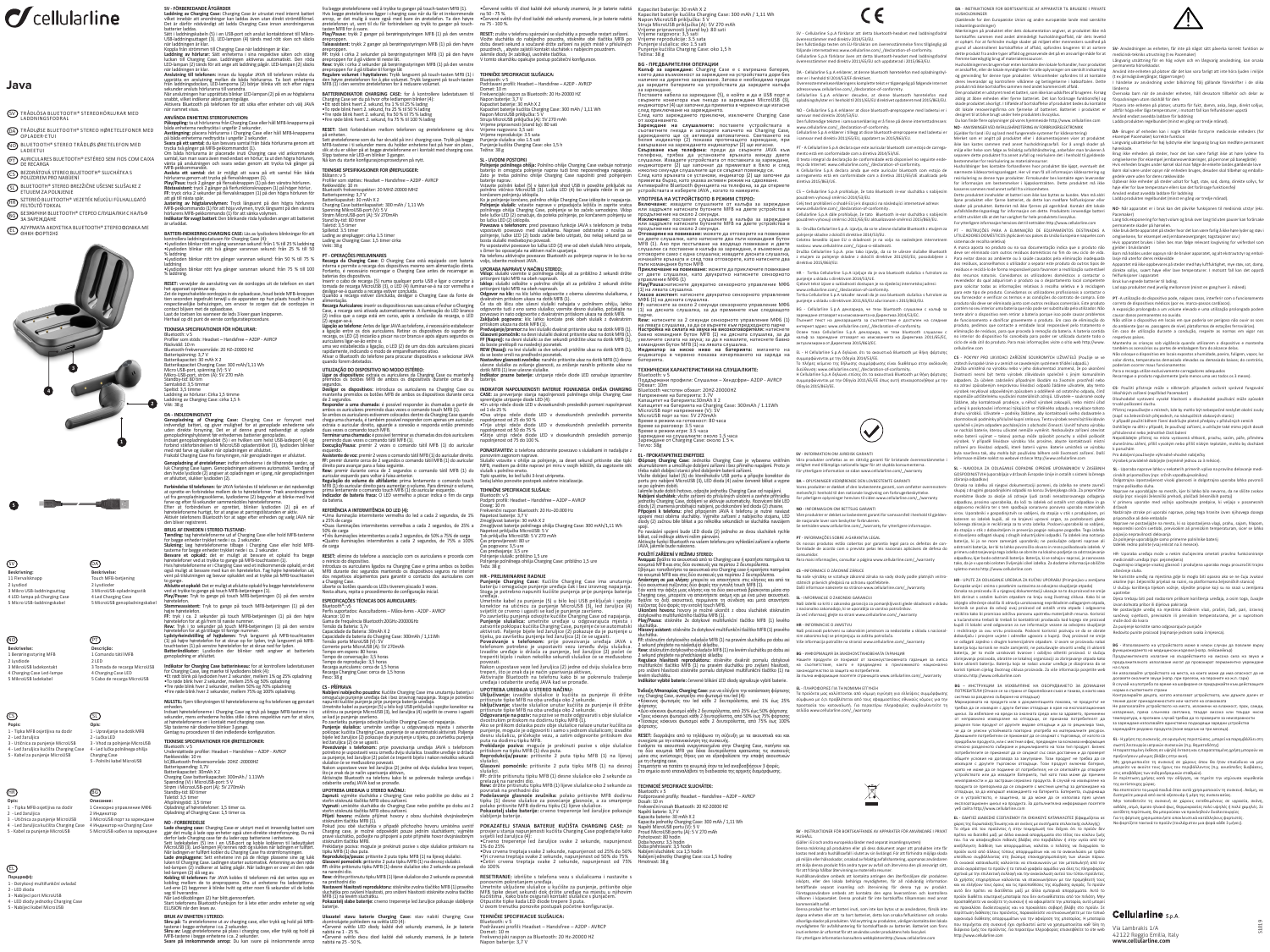# cellularline

# Java

SV TRÅDLÖSA BLUETOOTH® STEREOHÖRLURAR MED LADDNINGSFODRAL

DA TRÅDLØSE BLUETOOTH® STEREO HØRETELEFONER MED OPLADER-ETUI

NO BLUETOOTH® STEREO TRÅDLØS ØRETELEFON MED LADEETUI

PT AURICULARES BLUETOOTH® ESTÉREO SEM FIOS COM CAIXA DE RECARGA

CS BEZDRÁTOVÁ STEREO BLUETOOTH® SLUCHÁTKA S NOUZDROU PRO NABÍJENÍ

HR BLUETOOTH® STEREO BEŽIČNE UŠESNE SLUŠALICE Z ETUIJEM ZA PUNJENJE

HU SZTEREÓ BLUETOOTH® VEZETÉK NÉLKÜLI FÜLHALLGATÓ FELTÖLTŐ TOKKAL

BG БЕЗЖИЧНИ BLUETOOTH® СТЕРЕО СЛУШАЛКИ С КАЛЪФ ЗА ЗАРЕЖДАНЕ

EL ΑΣΥΡΜΑΤΑ ΑΚΟΥΣΤΙΚΑ BLUETOOTH® ΣΤΕΡΕΟΦΩΝΙΚΑ ΜΕ ΘΗΚΗ ΦΟΡΤΙΣΗΣ

SV
**Beskrivning:**
1) Pekkontroll
2 Lysdiod
3 Mikro USB-laddningsuttag
4 LED-lampa på Charging Case
5 Micro USB-laddningskabel

DA
**Beskrivelse:**
1 Touch MFB-betjening
2 Lysdioder
3 Micro USB-opladningsstik
4 Led Charging Case
5 MicroUSB genopladningskabel

NO
**Beskrivelse:**
1 Berøringsstyring MFB
2 Lysdiode
3 MikroUSB ladekontakt
4 Charging Case Led-lampe
5 MikroUSB ladekabel

PT
**Descrição:**
1 Comando táctil MFB
2 LED
3 Tomada de recarga MicroUSB
4 Charging Case LED
5 Cabo de recarga MicroUSB

CS
**Popis:**
1 - Tipka MFB ovjetljiva na dodir
2 - Led lanučica
3 - Utičnica za punjenje MicroUSB
4 - Led žaruljica kućišta Charging Case
5 - Kabel za punjenje MicroUSB

HU
**Leírás:**
1 - Upravljanje na dotik MFB
2 - Lučka LED
3 - Vhod za polnjenje MicroUSB
4 - Led lučka polnilnega ohišja Charging Case
5 - Polnilni kabel MicroUSB

HR
**Opis:**
1 - Tipka MFB osjetljiva na dodir
2 - Led žaruljica
3 - Utičnica za punjenje MicroUSB
4 - Led žaruljica kućišta Charging Case
5 - Kabel za punjenje MicroUSB

BG
**Описание:**
1 Сензорно управление MFB
2 Led индикатор
3 MicroUSB порт за зареждане
4 Индикатор на Charging Case
5 MicroUSB кабел за зареждане

EL
**Περιγραφή:**
1 - Χειρισμός πολλαπλών λειτουργιών MFB αφής
2 - Led διόδα
3 - Υποδοχή φόρτισης MicroUSB
4 - LED διόδος της θήκης φόρτισης Charging Case
5 - Καλώδιο φόρτισης MicroUSB

**Cellularline S.p.A.**
Via Lambrakis 1/A
42122 Reggio Emilia, Italy
www.cellularline.com